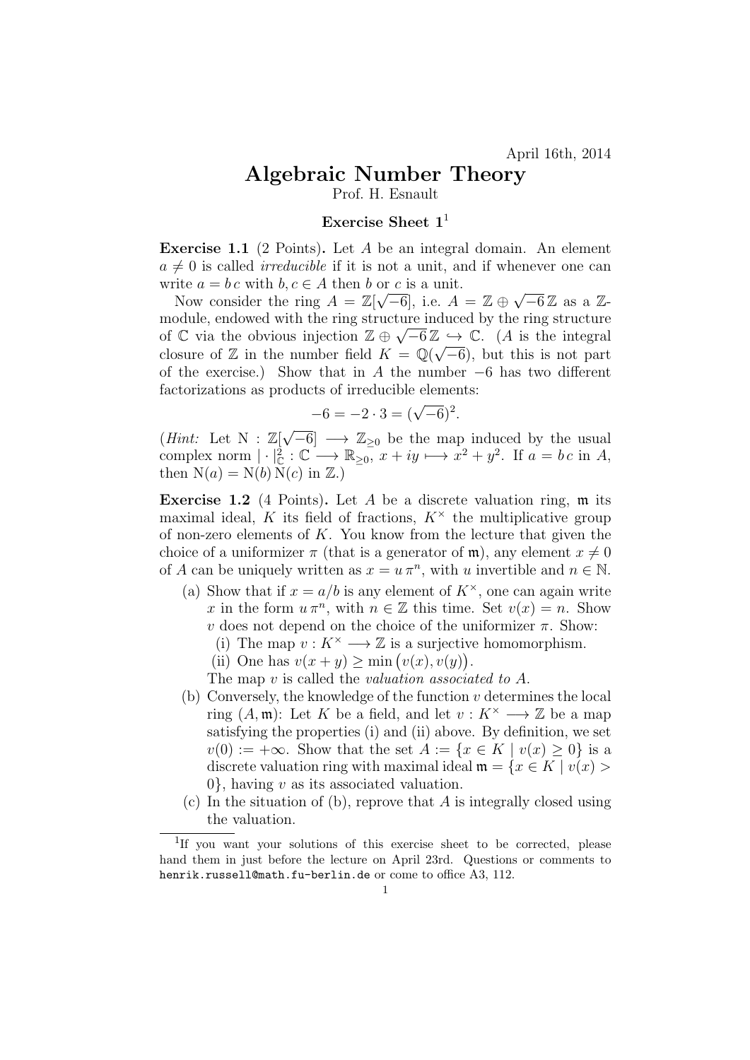April 16th, 2014

# Algebraic Number Theory

Prof. H. Esnault

### Exercise Sheet 1[1]

**Exercise 1.1** (2 Points)**.** Let $A$ be an integral domain. An element $a \neq 0$ is called *irreducible* if it is not a unit, and if whenever one can write $a = b\,c$ with $b, c \in A$ then $b$ or $c$ is a unit.

Now consider the ring $A = \mathbb{Z}[\sqrt{-6}]$, i.e. $A = \mathbb{Z} \oplus \sqrt{-6}\,\mathbb{Z}$ as a $\mathbb{Z}$-module, endowed with the ring structure induced by the ring structure of $\mathbb{C}$ via the obvious injection $\mathbb{Z} \oplus \sqrt{-6}\,\mathbb{Z} \hookrightarrow \mathbb{C}$. ($A$ is the integral closure of $\mathbb{Z}$ in the number field $K = \mathbb{Q}(\sqrt{-6})$, but this is not part of the exercise.) Show that in $A$ the number $-6$ has two different factorizations as products of irreducible elements:

$$-6 = -2 \cdot 3 = (\sqrt{-6})^2.$$

(*Hint:* Let $\mathrm{N} : \mathbb{Z}[\sqrt{-6}] \longrightarrow \mathbb{Z}_{\geq 0}$ be the map induced by the usual complex norm $|\cdot|^2_{\mathbb{C}} : \mathbb{C} \longrightarrow \mathbb{R}_{\geq 0}$, $x + iy \longmapsto x^2 + y^2$. If $a = b\,c$ in $A$, then $\mathrm{N}(a) = \mathrm{N}(b)\,\mathrm{N}(c)$ in $\mathbb{Z}$.)

**Exercise 1.2** (4 Points)**.** Let $A$ be a discrete valuation ring, $\mathfrak{m}$ its maximal ideal, $K$ its field of fractions, $K^\times$ the multiplicative group of non-zero elements of $K$. You know from the lecture that given the choice of a uniformizer $\pi$ (that is a generator of $\mathfrak{m}$), any element $x \neq 0$ of $A$ can be uniquely written as $x = u\,\pi^n$, with $u$ invertible and $n \in \mathbb{N}$.

(a) Show that if $x = a/b$ is any element of $K^\times$, one can again write $x$ in the form $u\,\pi^n$, with $n \in \mathbb{Z}$ this time. Set $v(x) = n$. Show $v$ does not depend on the choice of the uniformizer $\pi$. Show:
  - (i) The map $v : K^\times \longrightarrow \mathbb{Z}$ is a surjective homomorphism.
  - (ii) One has $v(x + y) \geq \min\big(v(x), v(y)\big)$.

  The map $v$ is called the *valuation associated to $A$*.

(b) Conversely, the knowledge of the function $v$ determines the local ring $(A, \mathfrak{m})$: Let $K$ be a field, and let $v : K^\times \longrightarrow \mathbb{Z}$ be a map satisfying the properties (i) and (ii) above. By definition, we set $v(0) := +\infty$. Show that the set $A := \{x \in K \mid v(x) \geq 0\}$ is a discrete valuation ring with maximal ideal $\mathfrak{m} = \{x \in K \mid v(x) > 0\}$, having $v$ as its associated valuation.

(c) In the situation of (b), reprove that $A$ is integrally closed using the valuation.

---

[1] If you want your solutions of this exercise sheet to be corrected, please hand them in just before the lecture on April 23rd. Questions or comments to henrik.russell@math.fu-berlin.de or come to office A3, 112.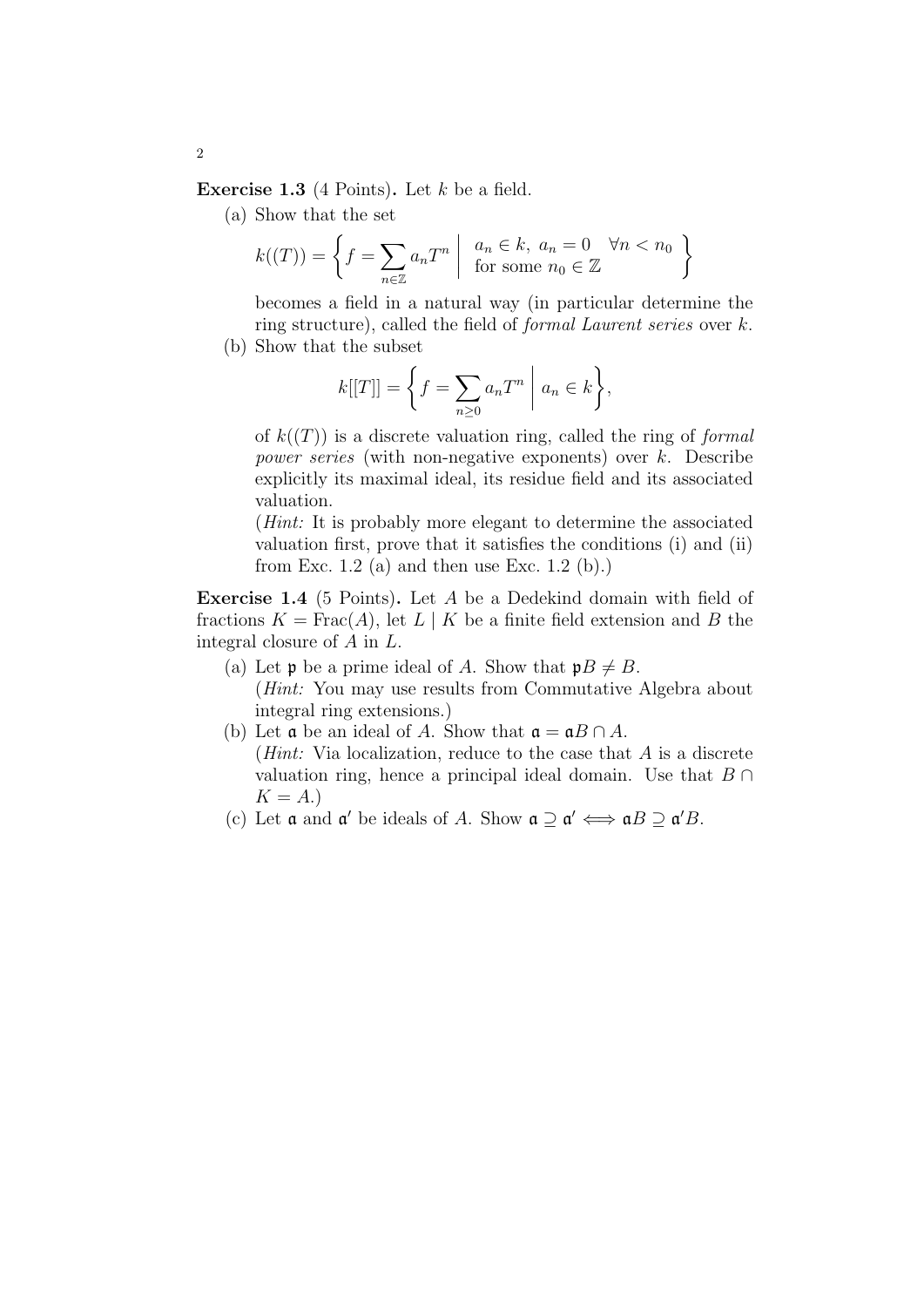**Exercise 1.3** (4 Points)**.** Let $k$ be a field.

(a) Show that the set

$$k((T)) = \left\{ f = \sum_{n \in \mathbb{Z}} a_n T^n \;\middle|\; \begin{array}{l} a_n \in k, \ a_n = 0 \quad \forall n < n_0 \\ \text{for some } n_0 \in \mathbb{Z} \end{array} \right\}$$

becomes a field in a natural way (in particular determine the ring structure), called the field of *formal Laurent series* over $k$.

(b) Show that the subset

$$k[[T]] = \left\{ f = \sum_{n \geq 0} a_n T^n \;\middle|\; a_n \in k \right\},$$

of $k((T))$ is a discrete valuation ring, called the ring of *formal power series* (with non-negative exponents) over $k$. Describe explicitly its maximal ideal, its residue field and its associated valuation.

(*Hint:* It is probably more elegant to determine the associated valuation first, prove that it satisfies the conditions (i) and (ii) from Exc. 1.2 (a) and then use Exc. 1.2 (b).)

**Exercise 1.4** (5 Points)**.** Let $A$ be a Dedekind domain with field of fractions $K = \mathrm{Frac}(A)$, let $L \mid K$ be a finite field extension and $B$ the integral closure of $A$ in $L$.

(a) Let $\mathfrak{p}$ be a prime ideal of $A$. Show that $\mathfrak{p}B \neq B$.

(*Hint:* You may use results from Commutative Algebra about integral ring extensions.)

(b) Let $\mathfrak{a}$ be an ideal of $A$. Show that $\mathfrak{a} = \mathfrak{a}B \cap A$.

(*Hint:* Via localization, reduce to the case that $A$ is a discrete valuation ring, hence a principal ideal domain. Use that $B \cap K = A$.)

(c) Let $\mathfrak{a}$ and $\mathfrak{a}'$ be ideals of $A$. Show $\mathfrak{a} \supseteq \mathfrak{a}' \iff \mathfrak{a}B \supseteq \mathfrak{a}'B$.